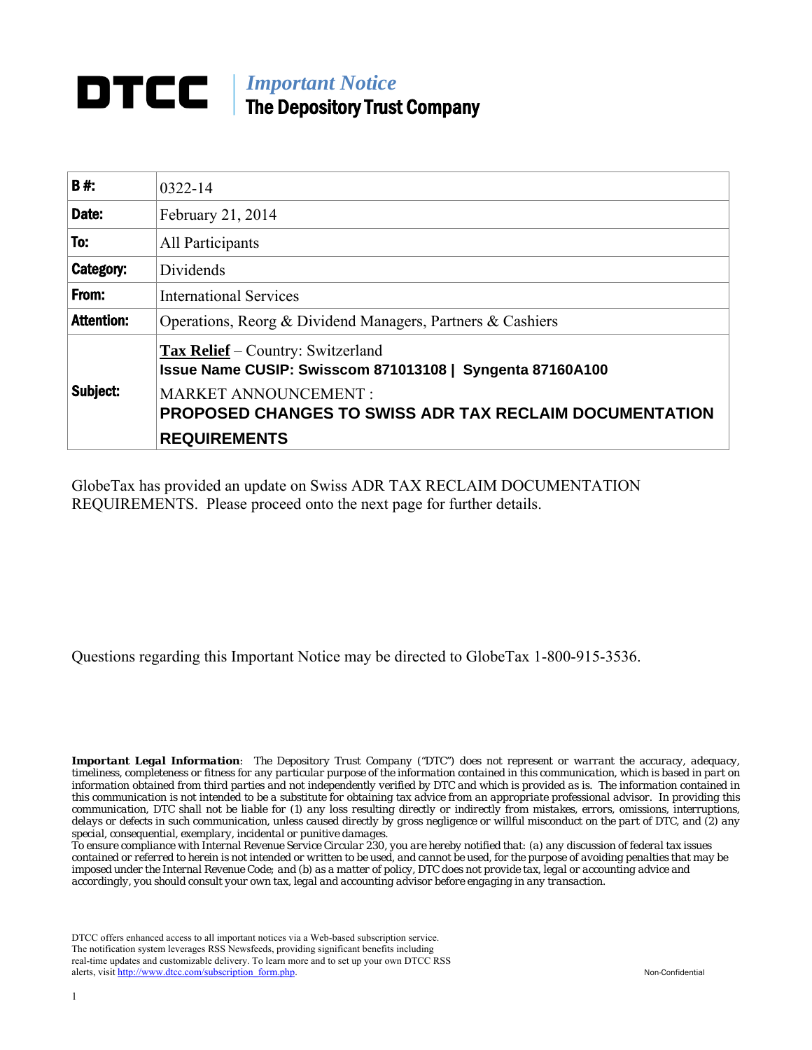# DTCC

*Important Notice*
**The Depository Trust Company**

| **B #:** | 0322-14 |
|---|---|
| **Date:** | February 21, 2014 |
| **To:** | All Participants |
| **Category:** | Dividends |
| **From:** | International Services |
| **Attention:** | Operations, Reorg & Dividend Managers, Partners & Cashiers |
| **Subject:** | **Tax Relief** – Country: Switzerland **Issue Name CUSIP: Swisscom 871013108 \| Syngenta 87160A100** MARKET ANNOUNCEMENT : **PROPOSED CHANGES TO SWISS ADR TAX RECLAIM DOCUMENTATION REQUIREMENTS** |

GlobeTax has provided an update on Swiss ADR TAX RECLAIM DOCUMENTATION REQUIREMENTS. Please proceed onto the next page for further details.

Questions regarding this Important Notice may be directed to GlobeTax 1-800-915-3536.

***Important Legal Information***: *The Depository Trust Company ("DTC") does not represent or warrant the accuracy, adequacy, timeliness, completeness or fitness for any particular purpose of the information contained in this communication, which is based in part on information obtained from third parties and not independently verified by DTC and which is provided as is. The information contained in this communication is not intended to be a substitute for obtaining tax advice from an appropriate professional advisor. In providing this communication, DTC shall not be liable for (1) any loss resulting directly or indirectly from mistakes, errors, omissions, interruptions, delays or defects in such communication, unless caused directly by gross negligence or willful misconduct on the part of DTC, and (2) any special, consequential, exemplary, incidental or punitive damages.*

*To ensure compliance with Internal Revenue Service Circular 230, you are hereby notified that: (a) any discussion of federal tax issues contained or referred to herein is not intended or written to be used, and cannot be used, for the purpose of avoiding penalties that may be imposed under the Internal Revenue Code; and (b) as a matter of policy, DTC does not provide tax, legal or accounting advice and accordingly, you should consult your own tax, legal and accounting advisor before engaging in any transaction.*

DTCC offers enhanced access to all important notices via a Web-based subscription service. The notification system leverages RSS Newsfeeds, providing significant benefits including real-time updates and customizable delivery. To learn more and to set up your own DTCC RSS alerts, visit http://www.dtcc.com/subscription_form.php.

Non-Confidential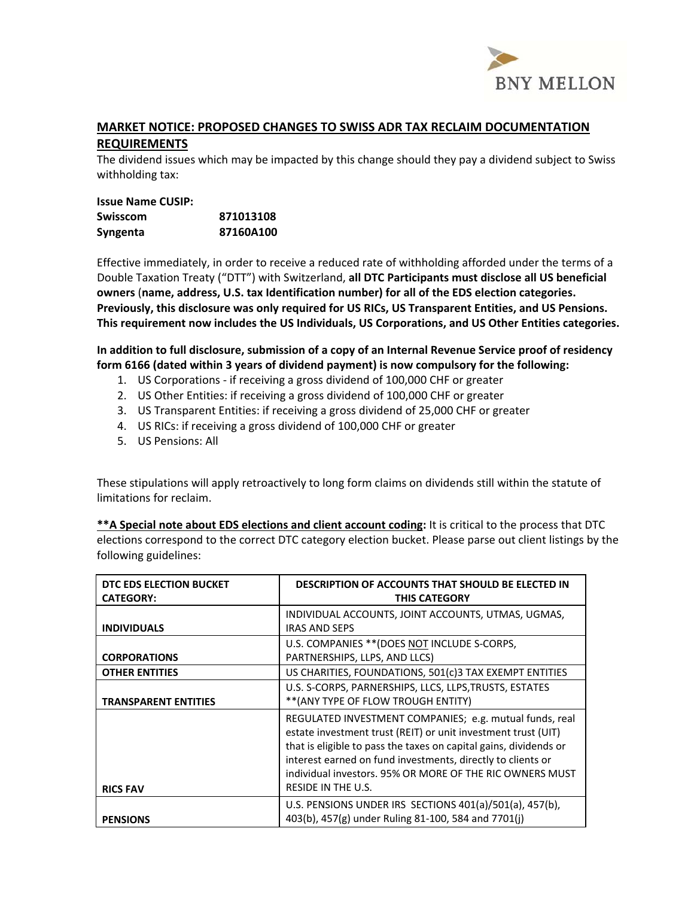## MARKET NOTICE: PROPOSED CHANGES TO SWISS ADR TAX RECLAIM DOCUMENTATION REQUIREMENTS

The dividend issues which may be impacted by this change should they pay a dividend subject to Swiss withholding tax:

| **Issue Name** | **CUSIP:** |
|---|---|
| **Swisscom** | **871013108** |
| **Syngenta** | **87160A100** |

Effective immediately, in order to receive a reduced rate of withholding afforded under the terms of a Double Taxation Treaty ("DTT") with Switzerland, **all DTC Participants must disclose all US beneficial owners** (**name, address, U.S. tax Identification number) for all of the EDS election categories. Previously, this disclosure was only required for US RICs, US Transparent Entities, and US Pensions. This requirement now includes the US Individuals, US Corporations, and US Other Entities categories.**

**In addition to full disclosure, submission of a copy of an Internal Revenue Service proof of residency form 6166 (dated within 3 years of dividend payment) is now compulsory for the following:**

1. US Corporations - if receiving a gross dividend of 100,000 CHF or greater
2. US Other Entities: if receiving a gross dividend of 100,000 CHF or greater
3. US Transparent Entities: if receiving a gross dividend of 25,000 CHF or greater
4. US RICs: if receiving a gross dividend of 100,000 CHF or greater
5. US Pensions: All

These stipulations will apply retroactively to long form claims on dividends still within the statute of limitations for reclaim.

**<u>\*\*A Special note about EDS elections and client account coding</u>:** It is critical to the process that DTC elections correspond to the correct DTC category election bucket. Please parse out client listings by the following guidelines:

| DTC EDS ELECTION BUCKET CATEGORY: | DESCRIPTION OF ACCOUNTS THAT SHOULD BE ELECTED IN THIS CATEGORY |
|---|---|
| **INDIVIDUALS** | INDIVIDUAL ACCOUNTS, JOINT ACCOUNTS, UTMAS, UGMAS, IRAS AND SEPS |
| **CORPORATIONS** | U.S. COMPANIES **(DOES <u>NOT</u> INCLUDE S-CORPS, PARTNERSHIPS, LLPS, AND LLCS) |
| **OTHER ENTITIES** | US CHARITIES, FOUNDATIONS, 501(c)3 TAX EXEMPT ENTITIES |
| **TRANSPARENT ENTITIES** | U.S. S-CORPS, PARNERSHIPS, LLCS, LLPS,TRUSTS, ESTATES **(ANY TYPE OF FLOW TROUGH ENTITY) |
| **RICS FAV** | REGULATED INVESTMENT COMPANIES; e.g. mutual funds, real estate investment trust (REIT) or unit investment trust (UIT) that is eligible to pass the taxes on capital gains, dividends or interest earned on fund investments, directly to clients or individual investors. 95% OR MORE OF THE RIC OWNERS MUST RESIDE IN THE U.S. |
| **PENSIONS** | U.S. PENSIONS UNDER IRS SECTIONS 401(a)/501(a), 457(b), 403(b), 457(g) under Ruling 81-100, 584 and 7701(j) |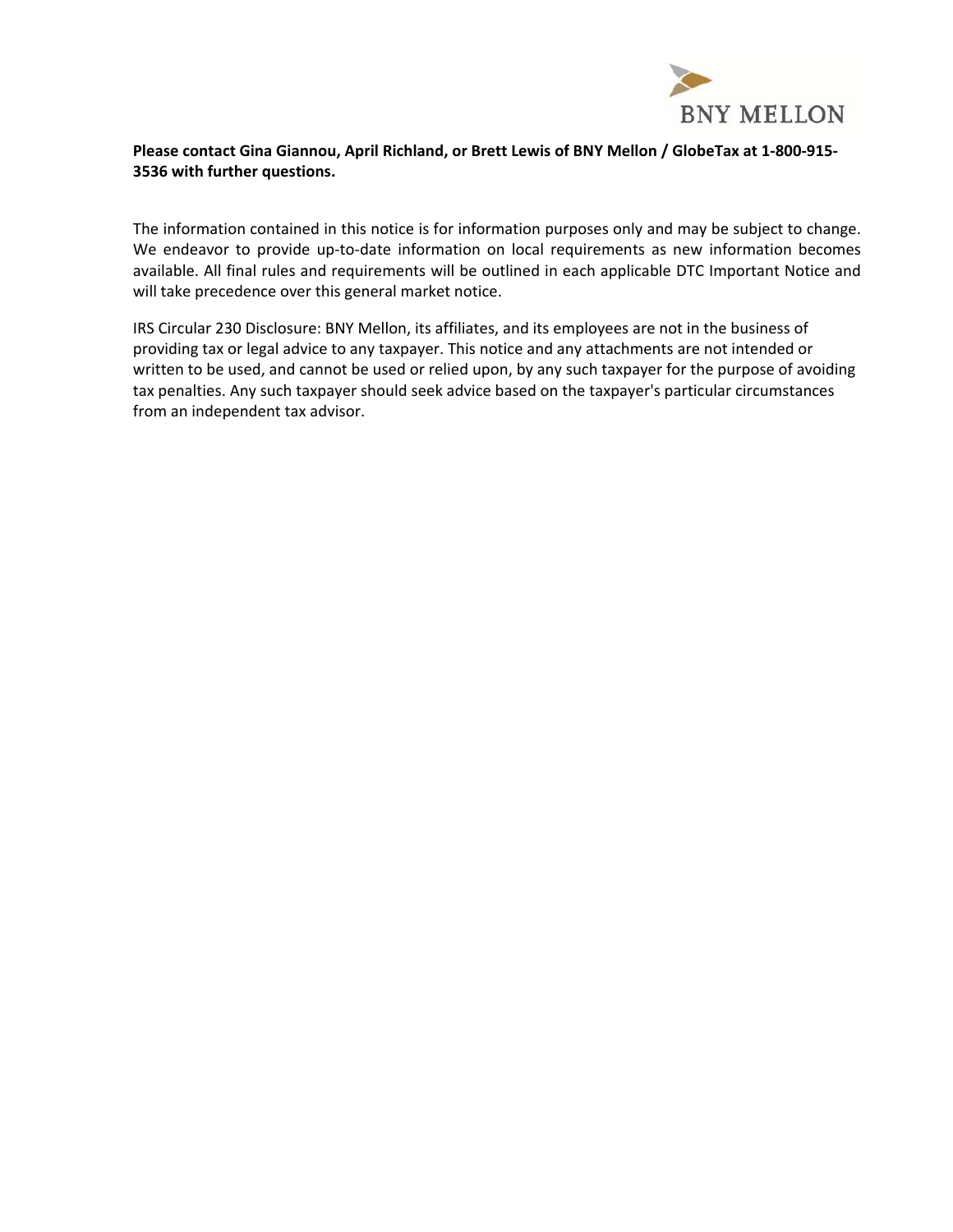**Please contact Gina Giannou, April Richland, or Brett Lewis of BNY Mellon / GlobeTax at 1-800-915-3536 with further questions.**

The information contained in this notice is for information purposes only and may be subject to change. We endeavor to provide up-to-date information on local requirements as new information becomes available. All final rules and requirements will be outlined in each applicable DTC Important Notice and will take precedence over this general market notice.

IRS Circular 230 Disclosure: BNY Mellon, its affiliates, and its employees are not in the business of providing tax or legal advice to any taxpayer. This notice and any attachments are not intended or written to be used, and cannot be used or relied upon, by any such taxpayer for the purpose of avoiding tax penalties. Any such taxpayer should seek advice based on the taxpayer's particular circumstances from an independent tax advisor.